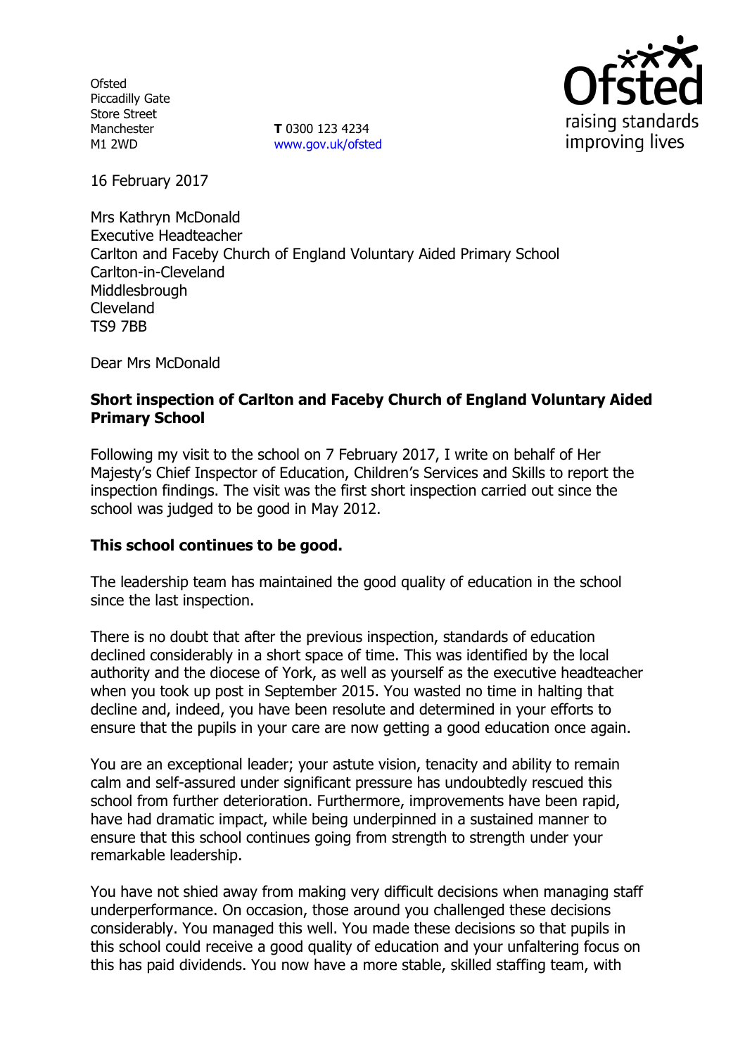Ofsted
Piccadilly Gate
Store Street
Manchester
M1 2WD

**T** 0300 123 4234
www.gov.uk/ofsted

16 February 2017

Mrs Kathryn McDonald
Executive Headteacher
Carlton and Faceby Church of England Voluntary Aided Primary School
Carlton-in-Cleveland
Middlesbrough
Cleveland
TS9 7BB

Dear Mrs McDonald

**Short inspection of Carlton and Faceby Church of England Voluntary Aided Primary School**

Following my visit to the school on 7 February 2017, I write on behalf of Her Majesty's Chief Inspector of Education, Children's Services and Skills to report the inspection findings. The visit was the first short inspection carried out since the school was judged to be good in May 2012.

**This school continues to be good.**

The leadership team has maintained the good quality of education in the school since the last inspection.

There is no doubt that after the previous inspection, standards of education declined considerably in a short space of time. This was identified by the local authority and the diocese of York, as well as yourself as the executive headteacher when you took up post in September 2015. You wasted no time in halting that decline and, indeed, you have been resolute and determined in your efforts to ensure that the pupils in your care are now getting a good education once again.

You are an exceptional leader; your astute vision, tenacity and ability to remain calm and self-assured under significant pressure has undoubtedly rescued this school from further deterioration. Furthermore, improvements have been rapid, have had dramatic impact, while being underpinned in a sustained manner to ensure that this school continues going from strength to strength under your remarkable leadership.

You have not shied away from making very difficult decisions when managing staff underperformance. On occasion, those around you challenged these decisions considerably. You managed this well. You made these decisions so that pupils in this school could receive a good quality of education and your unfaltering focus on this has paid dividends. You now have a more stable, skilled staffing team, with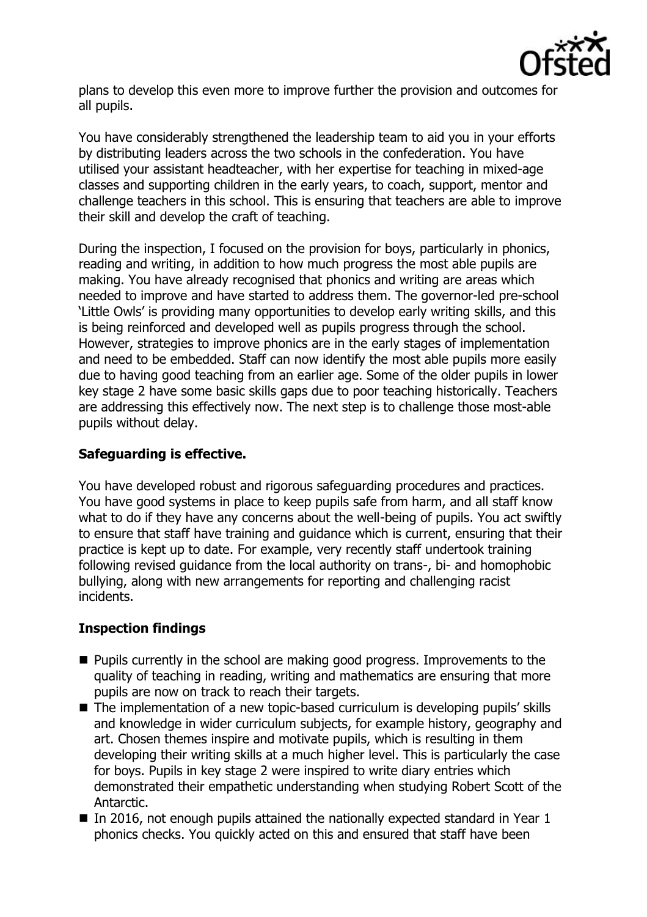plans to develop this even more to improve further the provision and outcomes for all pupils.

You have considerably strengthened the leadership team to aid you in your efforts by distributing leaders across the two schools in the confederation. You have utilised your assistant headteacher, with her expertise for teaching in mixed-age classes and supporting children in the early years, to coach, support, mentor and challenge teachers in this school. This is ensuring that teachers are able to improve their skill and develop the craft of teaching.

During the inspection, I focused on the provision for boys, particularly in phonics, reading and writing, in addition to how much progress the most able pupils are making. You have already recognised that phonics and writing are areas which needed to improve and have started to address them. The governor-led pre-school 'Little Owls' is providing many opportunities to develop early writing skills, and this is being reinforced and developed well as pupils progress through the school. However, strategies to improve phonics are in the early stages of implementation and need to be embedded. Staff can now identify the most able pupils more easily due to having good teaching from an earlier age. Some of the older pupils in lower key stage 2 have some basic skills gaps due to poor teaching historically. Teachers are addressing this effectively now. The next step is to challenge those most-able pupils without delay.

**Safeguarding is effective.**

You have developed robust and rigorous safeguarding procedures and practices. You have good systems in place to keep pupils safe from harm, and all staff know what to do if they have any concerns about the well-being of pupils. You act swiftly to ensure that staff have training and guidance which is current, ensuring that their practice is kept up to date. For example, very recently staff undertook training following revised guidance from the local authority on trans-, bi- and homophobic bullying, along with new arrangements for reporting and challenging racist incidents.

**Inspection findings**

- Pupils currently in the school are making good progress. Improvements to the quality of teaching in reading, writing and mathematics are ensuring that more pupils are now on track to reach their targets.
- The implementation of a new topic-based curriculum is developing pupils' skills and knowledge in wider curriculum subjects, for example history, geography and art. Chosen themes inspire and motivate pupils, which is resulting in them developing their writing skills at a much higher level. This is particularly the case for boys. Pupils in key stage 2 were inspired to write diary entries which demonstrated their empathetic understanding when studying Robert Scott of the Antarctic.
- In 2016, not enough pupils attained the nationally expected standard in Year 1 phonics checks. You quickly acted on this and ensured that staff have been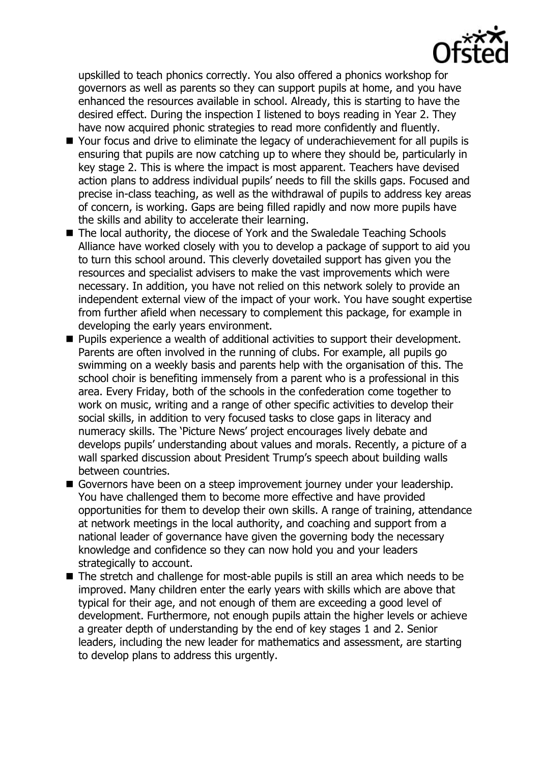upskilled to teach phonics correctly. You also offered a phonics workshop for governors as well as parents so they can support pupils at home, and you have enhanced the resources available in school. Already, this is starting to have the desired effect. During the inspection I listened to boys reading in Year 2. They have now acquired phonic strategies to read more confidently and fluently.

- Your focus and drive to eliminate the legacy of underachievement for all pupils is ensuring that pupils are now catching up to where they should be, particularly in key stage 2. This is where the impact is most apparent. Teachers have devised action plans to address individual pupils' needs to fill the skills gaps. Focused and precise in-class teaching, as well as the withdrawal of pupils to address key areas of concern, is working. Gaps are being filled rapidly and now more pupils have the skills and ability to accelerate their learning.
- The local authority, the diocese of York and the Swaledale Teaching Schools Alliance have worked closely with you to develop a package of support to aid you to turn this school around. This cleverly dovetailed support has given you the resources and specialist advisers to make the vast improvements which were necessary. In addition, you have not relied on this network solely to provide an independent external view of the impact of your work. You have sought expertise from further afield when necessary to complement this package, for example in developing the early years environment.
- Pupils experience a wealth of additional activities to support their development. Parents are often involved in the running of clubs. For example, all pupils go swimming on a weekly basis and parents help with the organisation of this. The school choir is benefiting immensely from a parent who is a professional in this area. Every Friday, both of the schools in the confederation come together to work on music, writing and a range of other specific activities to develop their social skills, in addition to very focused tasks to close gaps in literacy and numeracy skills. The 'Picture News' project encourages lively debate and develops pupils' understanding about values and morals. Recently, a picture of a wall sparked discussion about President Trump's speech about building walls between countries.
- Governors have been on a steep improvement journey under your leadership. You have challenged them to become more effective and have provided opportunities for them to develop their own skills. A range of training, attendance at network meetings in the local authority, and coaching and support from a national leader of governance have given the governing body the necessary knowledge and confidence so they can now hold you and your leaders strategically to account.
- The stretch and challenge for most-able pupils is still an area which needs to be improved. Many children enter the early years with skills which are above that typical for their age, and not enough of them are exceeding a good level of development. Furthermore, not enough pupils attain the higher levels or achieve a greater depth of understanding by the end of key stages 1 and 2. Senior leaders, including the new leader for mathematics and assessment, are starting to develop plans to address this urgently.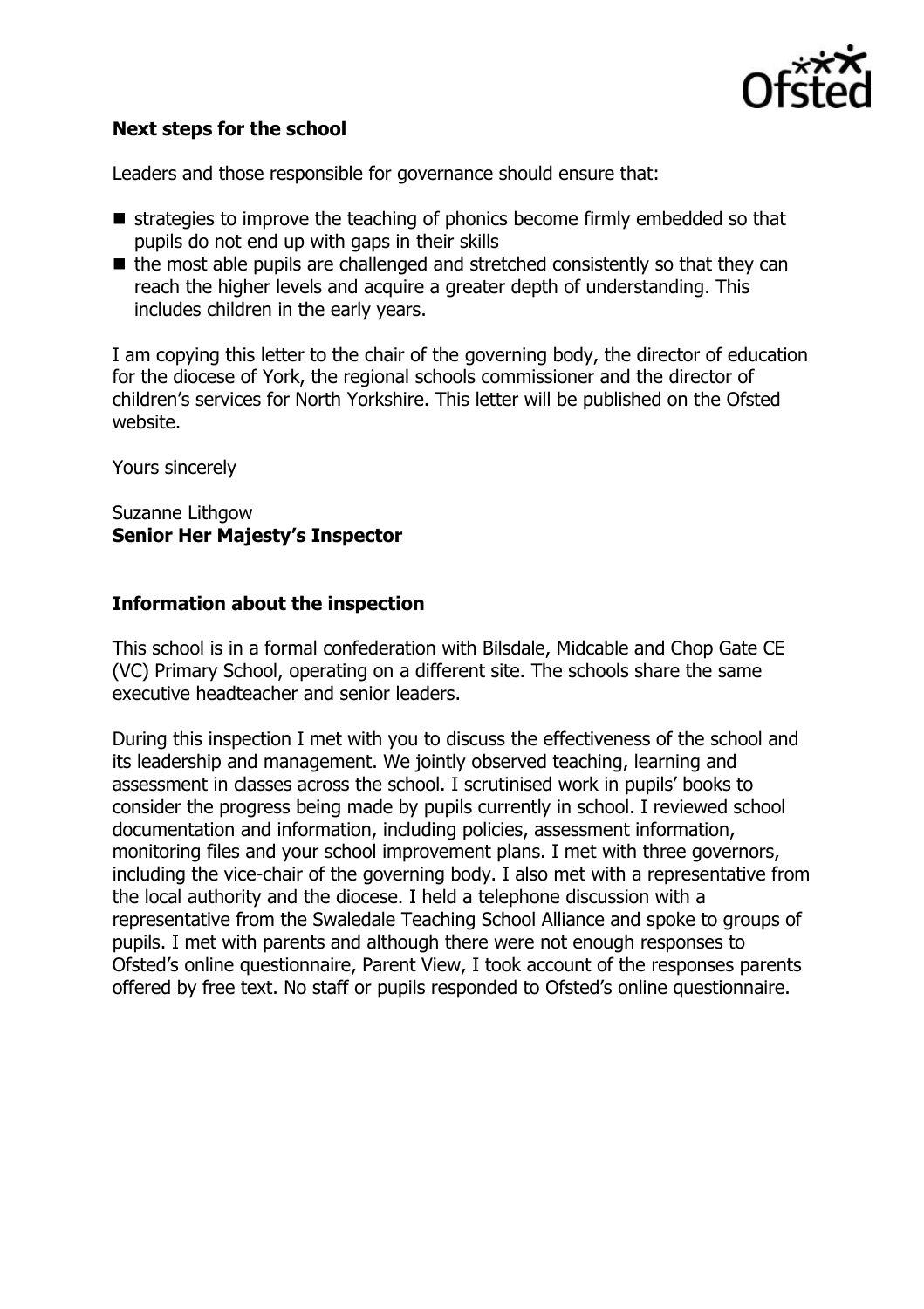**Next steps for the school**

Leaders and those responsible for governance should ensure that:

- strategies to improve the teaching of phonics become firmly embedded so that pupils do not end up with gaps in their skills
- the most able pupils are challenged and stretched consistently so that they can reach the higher levels and acquire a greater depth of understanding. This includes children in the early years.

I am copying this letter to the chair of the governing body, the director of education for the diocese of York, the regional schools commissioner and the director of children's services for North Yorkshire. This letter will be published on the Ofsted website.

Yours sincerely

Suzanne Lithgow
**Senior Her Majesty's Inspector**

**Information about the inspection**

This school is in a formal confederation with Bilsdale, Midcable and Chop Gate CE (VC) Primary School, operating on a different site. The schools share the same executive headteacher and senior leaders.

During this inspection I met with you to discuss the effectiveness of the school and its leadership and management. We jointly observed teaching, learning and assessment in classes across the school. I scrutinised work in pupils' books to consider the progress being made by pupils currently in school. I reviewed school documentation and information, including policies, assessment information, monitoring files and your school improvement plans. I met with three governors, including the vice-chair of the governing body. I also met with a representative from the local authority and the diocese. I held a telephone discussion with a representative from the Swaledale Teaching School Alliance and spoke to groups of pupils. I met with parents and although there were not enough responses to Ofsted's online questionnaire, Parent View, I took account of the responses parents offered by free text. No staff or pupils responded to Ofsted's online questionnaire.